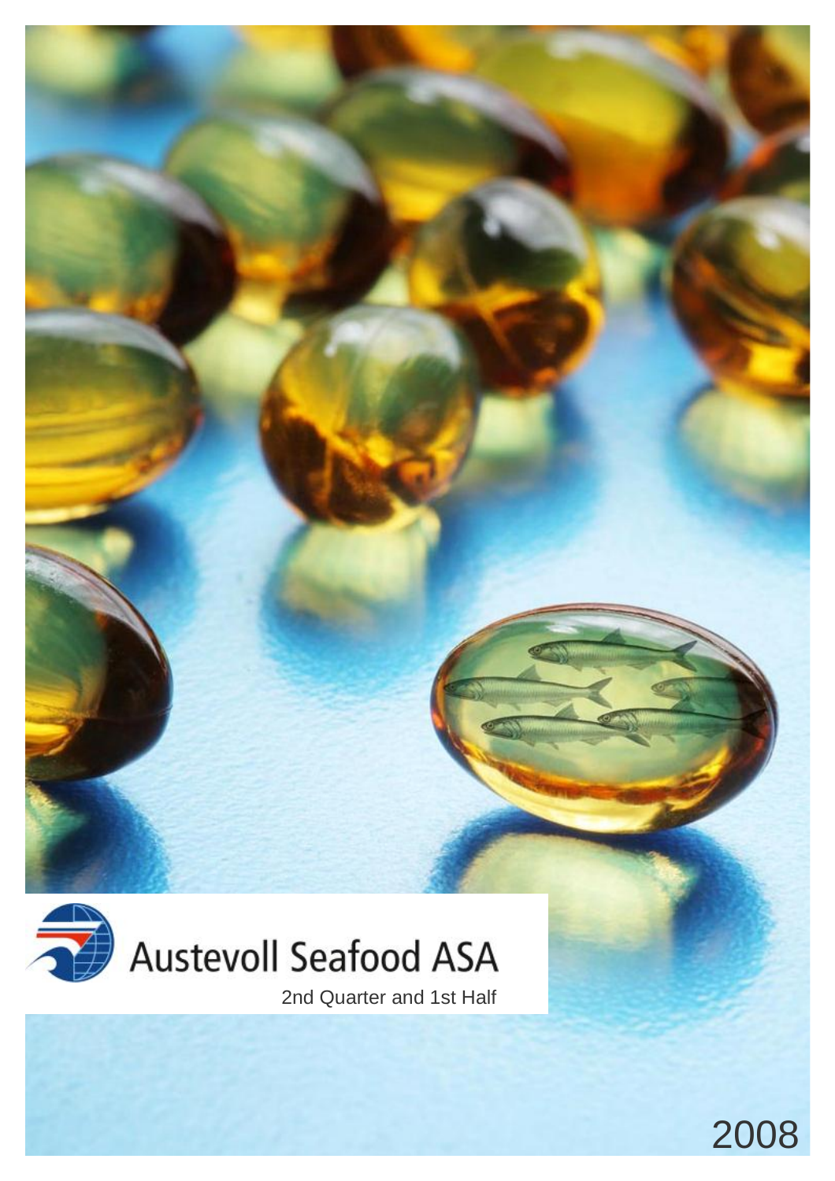# Austevoll Seafood ASA

2nd Quarter and 1st Half

2008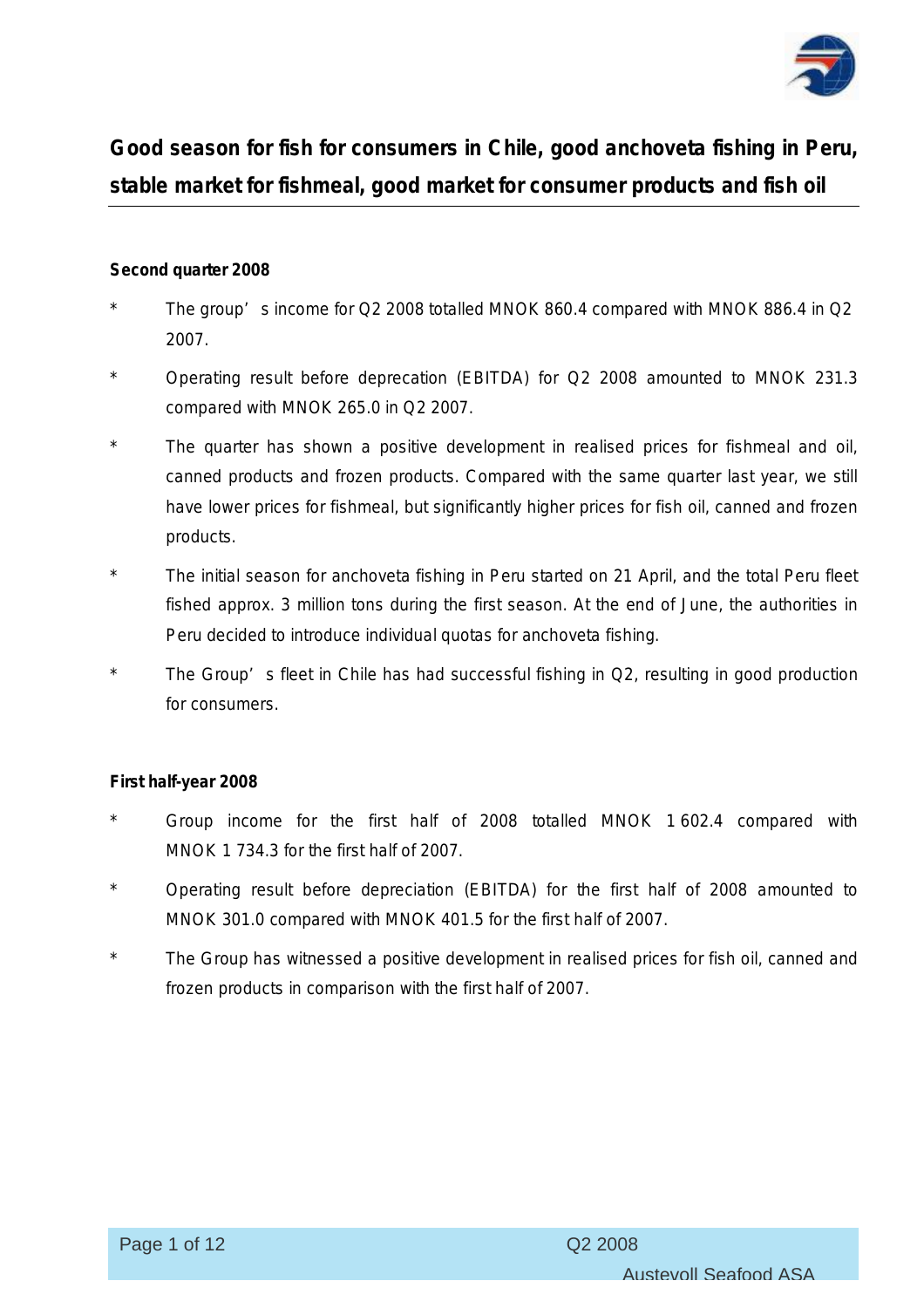# Good season for fish for consumers in Chile, good anchoveta fishing in Peru, stable market for fishmeal, good market for consumer products and fish oil

**Second quarter 2008**

- The group's income for Q2 2008 totalled MNOK 860.4 compared with MNOK 886.4 in Q2 2007.
- Operating result before deprecation (EBITDA) for Q2 2008 amounted to MNOK 231.3 compared with MNOK 265.0 in Q2 2007.
- The quarter has shown a positive development in realised prices for fishmeal and oil, canned products and frozen products. Compared with the same quarter last year, we still have lower prices for fishmeal, but significantly higher prices for fish oil, canned and frozen products.
- The initial season for anchoveta fishing in Peru started on 21 April, and the total Peru fleet fished approx. 3 million tons during the first season. At the end of June, the authorities in Peru decided to introduce individual quotas for anchoveta fishing.
- The Group's fleet in Chile has had successful fishing in Q2, resulting in good production for consumers.

**First half-year 2008**

- Group income for the first half of 2008 totalled MNOK 1 602.4 compared with MNOK 1 734.3 for the first half of 2007.
- Operating result before depreciation (EBITDA) for the first half of 2008 amounted to MNOK 301.0 compared with MNOK 401.5 for the first half of 2007.
- The Group has witnessed a positive development in realised prices for fish oil, canned and frozen products in comparison with the first half of 2007.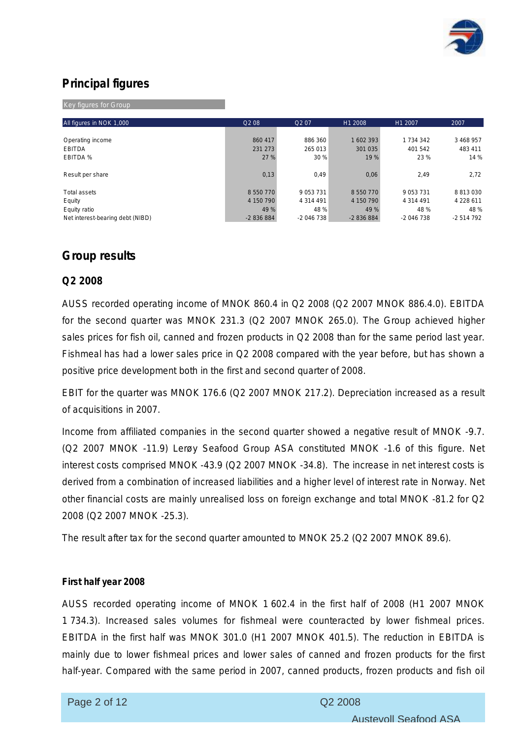## Principal figures

Key figures for Group

| All figures in NOK 1,000 | Q2 08 | Q2 07 | H1 2008 | H1 2007 | 2007 |
|---|---|---|---|---|---|
| Operating income | 860 417 | 886 360 | 1 602 393 | 1 734 342 | 3 468 957 |
| EBITDA | 231 273 | 265 013 | 301 035 | 401 542 | 483 411 |
| EBITDA % | 27 % | 30 % | 19 % | 23 % | 14 % |
| Result per share | 0,13 | 0,49 | 0,06 | 2,49 | 2,72 |
| Total assets | 8 550 770 | 9 053 731 | 8 550 770 | 9 053 731 | 8 813 030 |
| Equity | 4 150 790 | 4 314 491 | 4 150 790 | 4 314 491 | 4 228 611 |
| Equity ratio | 49 % | 48 % | 49 % | 48 % | 48 % |
| Net interest-bearing debt (NIBD) | -2 836 884 | -2 046 738 | -2 836 884 | -2 046 738 | -2 514 792 |

## Group results

### Q2 2008

AUSS recorded operating income of MNOK 860.4 in Q2 2008 (Q2 2007 MNOK 886.4.0). EBITDA for the second quarter was MNOK 231.3 (Q2 2007 MNOK 265.0). The Group achieved higher sales prices for fish oil, canned and frozen products in Q2 2008 than for the same period last year. Fishmeal has had a lower sales price in Q2 2008 compared with the year before, but has shown a positive price development both in the first and second quarter of 2008.

EBIT for the quarter was MNOK 176.6 (Q2 2007 MNOK 217.2). Depreciation increased as a result of acquisitions in 2007.

Income from affiliated companies in the second quarter showed a negative result of MNOK -9.7. (Q2 2007 MNOK -11.9) Lerøy Seafood Group ASA constituted MNOK -1.6 of this figure. Net interest costs comprised MNOK -43.9 (Q2 2007 MNOK -34.8). The increase in net interest costs is derived from a combination of increased liabilities and a higher level of interest rate in Norway. Net other financial costs are mainly unrealised loss on foreign exchange and total MNOK -81.2 for Q2 2008 (Q2 2007 MNOK -25.3).

The result after tax for the second quarter amounted to MNOK 25.2 (Q2 2007 MNOK 89.6).

#### First half year 2008

AUSS recorded operating income of MNOK 1 602.4 in the first half of 2008 (H1 2007 MNOK 1 734.3). Increased sales volumes for fishmeal were counteracted by lower fishmeal prices. EBITDA in the first half was MNOK 301.0 (H1 2007 MNOK 401.5). The reduction in EBITDA is mainly due to lower fishmeal prices and lower sales of canned and frozen products for the first half-year. Compared with the same period in 2007, canned products, frozen products and fish oil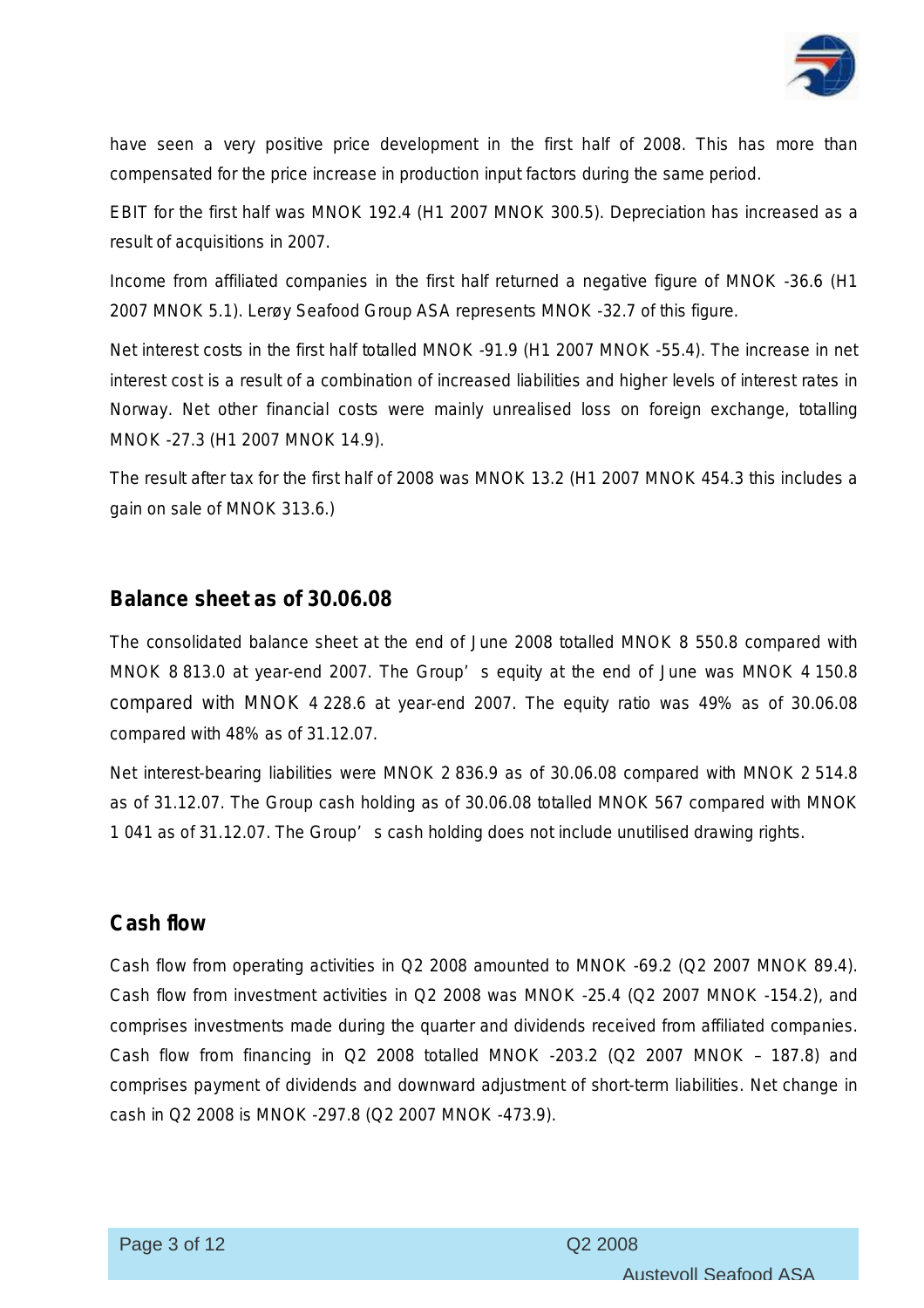have seen a very positive price development in the first half of 2008. This has more than compensated for the price increase in production input factors during the same period.

EBIT for the first half was MNOK 192.4 (H1 2007 MNOK 300.5). Depreciation has increased as a result of acquisitions in 2007.

Income from affiliated companies in the first half returned a negative figure of MNOK -36.6 (H1 2007 MNOK 5.1). Lerøy Seafood Group ASA represents MNOK -32.7 of this figure.

Net interest costs in the first half totalled MNOK -91.9 (H1 2007 MNOK -55.4). The increase in net interest cost is a result of a combination of increased liabilities and higher levels of interest rates in Norway. Net other financial costs were mainly unrealised loss on foreign exchange, totalling MNOK -27.3 (H1 2007 MNOK 14.9).

The result after tax for the first half of 2008 was MNOK 13.2 (H1 2007 MNOK 454.3 this includes a gain on sale of MNOK 313.6.)

## Balance sheet as of 30.06.08

The consolidated balance sheet at the end of June 2008 totalled MNOK 8 550.8 compared with MNOK 8 813.0 at year-end 2007. The Group's equity at the end of June was MNOK 4 150.8 compared with MNOK 4 228.6 at year-end 2007. The equity ratio was 49% as of 30.06.08 compared with 48% as of 31.12.07.

Net interest-bearing liabilities were MNOK 2 836.9 as of 30.06.08 compared with MNOK 2 514.8 as of 31.12.07. The Group cash holding as of 30.06.08 totalled MNOK 567 compared with MNOK 1 041 as of 31.12.07. The Group's cash holding does not include unutilised drawing rights.

## Cash flow

Cash flow from operating activities in Q2 2008 amounted to MNOK -69.2 (Q2 2007 MNOK 89.4). Cash flow from investment activities in Q2 2008 was MNOK -25.4 (Q2 2007 MNOK -154.2), and comprises investments made during the quarter and dividends received from affiliated companies. Cash flow from financing in Q2 2008 totalled MNOK -203.2 (Q2 2007 MNOK – 187.8) and comprises payment of dividends and downward adjustment of short-term liabilities. Net change in cash in Q2 2008 is MNOK -297.8 (Q2 2007 MNOK -473.9).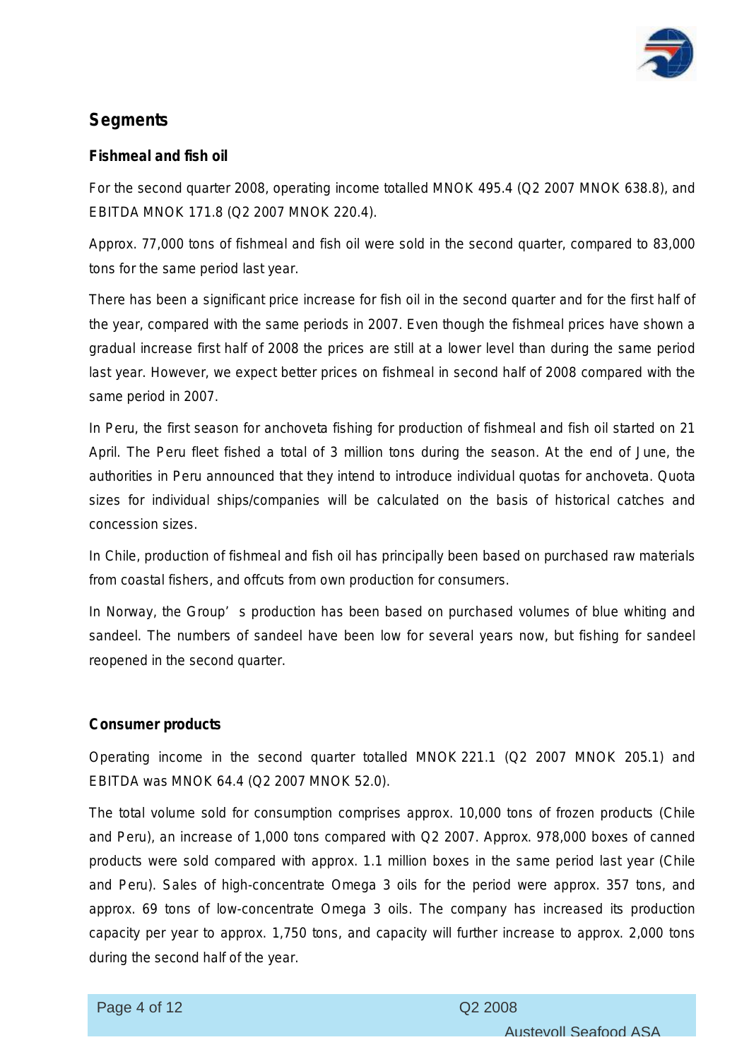## Segments

### Fishmeal and fish oil

For the second quarter 2008, operating income totalled MNOK 495.4 (Q2 2007 MNOK 638.8), and EBITDA MNOK 171.8 (Q2 2007 MNOK 220.4).

Approx. 77,000 tons of fishmeal and fish oil were sold in the second quarter, compared to 83,000 tons for the same period last year.

There has been a significant price increase for fish oil in the second quarter and for the first half of the year, compared with the same periods in 2007. Even though the fishmeal prices have shown a gradual increase first half of 2008 the prices are still at a lower level than during the same period last year. However, we expect better prices on fishmeal in second half of 2008 compared with the same period in 2007.

In Peru, the first season for anchoveta fishing for production of fishmeal and fish oil started on 21 April. The Peru fleet fished a total of 3 million tons during the season. At the end of June, the authorities in Peru announced that they intend to introduce individual quotas for anchoveta. Quota sizes for individual ships/companies will be calculated on the basis of historical catches and concession sizes.

In Chile, production of fishmeal and fish oil has principally been based on purchased raw materials from coastal fishers, and offcuts from own production for consumers.

In Norway, the Group's production has been based on purchased volumes of blue whiting and sandeel. The numbers of sandeel have been low for several years now, but fishing for sandeel reopened in the second quarter.

### Consumer products

Operating income in the second quarter totalled MNOK 221.1 (Q2 2007 MNOK 205.1) and EBITDA was MNOK 64.4 (Q2 2007 MNOK 52.0).

The total volume sold for consumption comprises approx. 10,000 tons of frozen products (Chile and Peru), an increase of 1,000 tons compared with Q2 2007. Approx. 978,000 boxes of canned products were sold compared with approx. 1.1 million boxes in the same period last year (Chile and Peru). Sales of high-concentrate Omega 3 oils for the period were approx. 357 tons, and approx. 69 tons of low-concentrate Omega 3 oils. The company has increased its production capacity per year to approx. 1,750 tons, and capacity will further increase to approx. 2,000 tons during the second half of the year.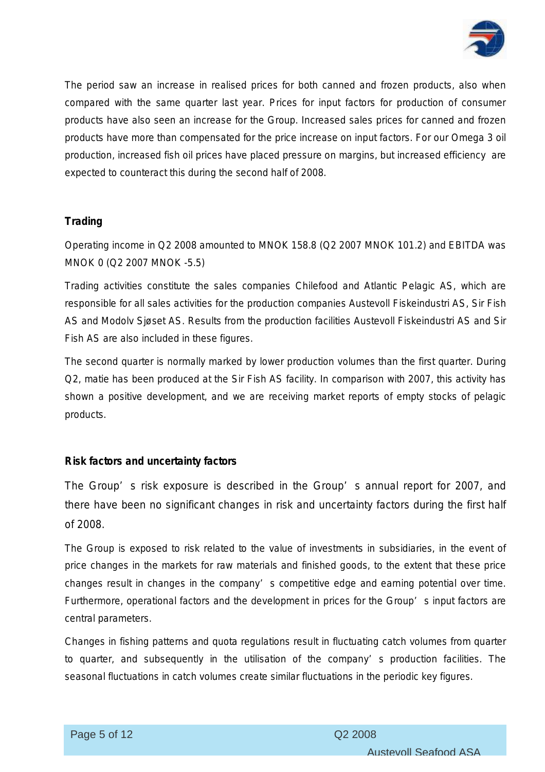The period saw an increase in realised prices for both canned and frozen products, also when compared with the same quarter last year. Prices for input factors for production of consumer products have also seen an increase for the Group. Increased sales prices for canned and frozen products have more than compensated for the price increase on input factors. For our Omega 3 oil production, increased fish oil prices have placed pressure on margins, but increased efficiency are expected to counteract this during the second half of 2008.

## Trading

Operating income in Q2 2008 amounted to MNOK 158.8 (Q2 2007 MNOK 101.2) and EBITDA was MNOK 0 (Q2 2007 MNOK -5.5)

Trading activities constitute the sales companies Chilefood and Atlantic Pelagic AS, which are responsible for all sales activities for the production companies Austevoll Fiskeindustri AS, Sir Fish AS and Modolv Sjøset AS. Results from the production facilities Austevoll Fiskeindustri AS and Sir Fish AS are also included in these figures.

The second quarter is normally marked by lower production volumes than the first quarter. During Q2, matie has been produced at the Sir Fish AS facility. In comparison with 2007, this activity has shown a positive development, and we are receiving market reports of empty stocks of pelagic products.

## Risk factors and uncertainty factors

The Group's risk exposure is described in the Group's annual report for 2007, and there have been no significant changes in risk and uncertainty factors during the first half of 2008.

The Group is exposed to risk related to the value of investments in subsidiaries, in the event of price changes in the markets for raw materials and finished goods, to the extent that these price changes result in changes in the company's competitive edge and earning potential over time. Furthermore, operational factors and the development in prices for the Group's input factors are central parameters.

Changes in fishing patterns and quota regulations result in fluctuating catch volumes from quarter to quarter, and subsequently in the utilisation of the company's production facilities. The seasonal fluctuations in catch volumes create similar fluctuations in the periodic key figures.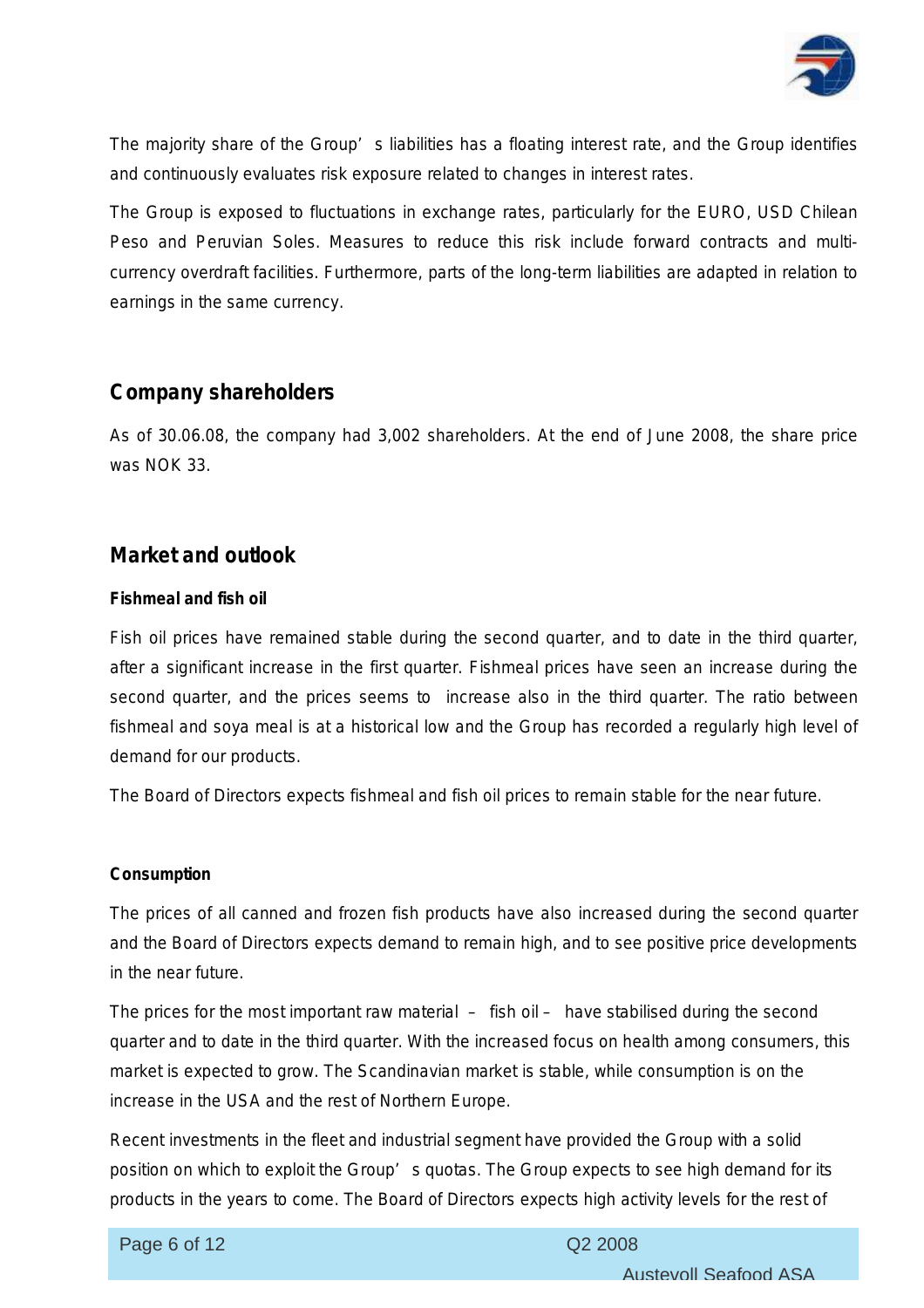The majority share of the Group's liabilities has a floating interest rate, and the Group identifies and continuously evaluates risk exposure related to changes in interest rates.

The Group is exposed to fluctuations in exchange rates, particularly for the EURO, USD Chilean Peso and Peruvian Soles. Measures to reduce this risk include forward contracts and multi-currency overdraft facilities. Furthermore, parts of the long-term liabilities are adapted in relation to earnings in the same currency.

## Company shareholders

As of 30.06.08, the company had 3,002 shareholders. At the end of June 2008, the share price was NOK 33.

## Market and outlook

### Fishmeal and fish oil

Fish oil prices have remained stable during the second quarter, and to date in the third quarter, after a significant increase in the first quarter. Fishmeal prices have seen an increase during the second quarter, and the prices seems to increase also in the third quarter. The ratio between fishmeal and soya meal is at a historical low and the Group has recorded a regularly high level of demand for our products.

The Board of Directors expects fishmeal and fish oil prices to remain stable for the near future.

### Consumption

The prices of all canned and frozen fish products have also increased during the second quarter and the Board of Directors expects demand to remain high, and to see positive price developments in the near future.

The prices for the most important raw material – fish oil – have stabilised during the second quarter and to date in the third quarter. With the increased focus on health among consumers, this market is expected to grow. The Scandinavian market is stable, while consumption is on the increase in the USA and the rest of Northern Europe.

Recent investments in the fleet and industrial segment have provided the Group with a solid position on which to exploit the Group's quotas. The Group expects to see high demand for its products in the years to come. The Board of Directors expects high activity levels for the rest of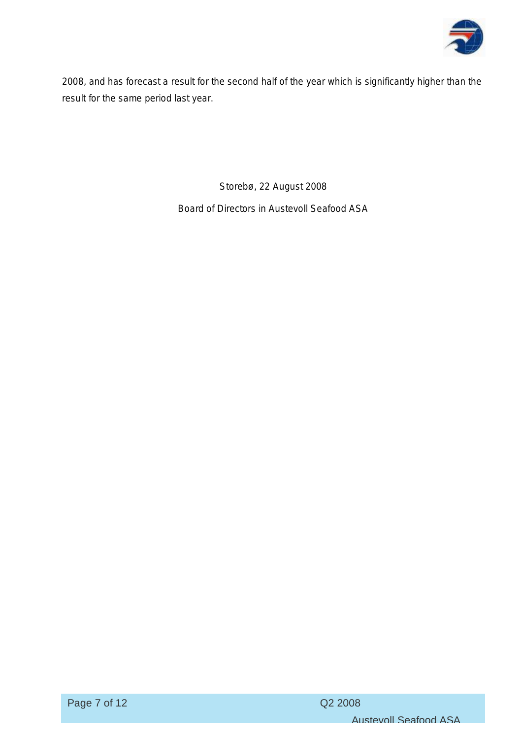2008, and has forecast a result for the second half of the year which is significantly higher than the result for the same period last year.

Storebø, 22 August 2008

Board of Directors in Austevoll Seafood ASA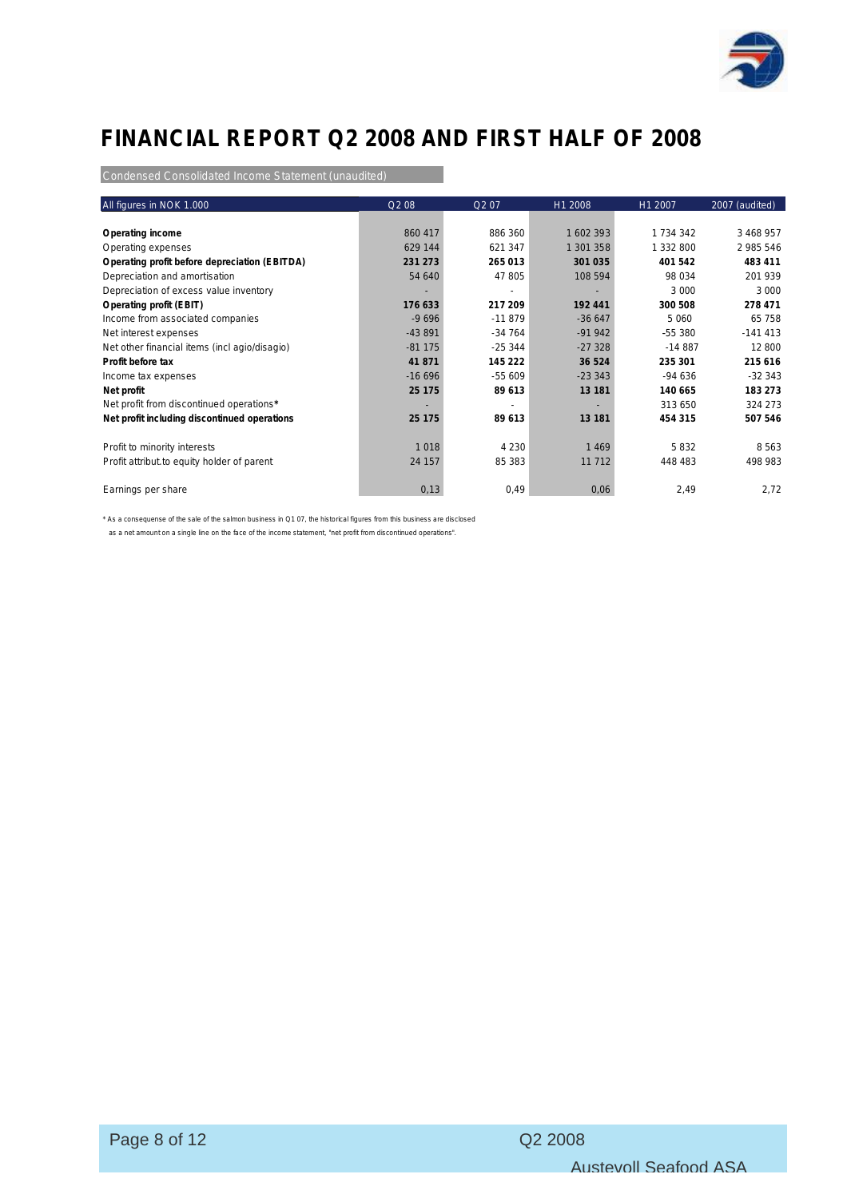# FINANCIAL REPORT Q2 2008 AND FIRST HALF OF 2008

Condensed Consolidated Income Statement (unaudited)

| All figures in NOK 1.000 | Q2 08 | Q2 07 | H1 2008 | H1 2007 | 2007 (audited) |
|---|---|---|---|---|---|
| **Operating income** | 860 417 | 886 360 | 1 602 393 | 1 734 342 | 3 468 957 |
| Operating expenses | 629 144 | 621 347 | 1 301 358 | 1 332 800 | 2 985 546 |
| **Operating profit before depreciation (EBITDA)** | **231 273** | **265 013** | **301 035** | **401 542** | **483 411** |
| Depreciation and amortisation | 54 640 | 47 805 | 108 594 | 98 034 | 201 939 |
| Depreciation of excess value inventory | - | - | - | 3 000 | 3 000 |
| **Operating profit (EBIT)** | **176 633** | **217 209** | **192 441** | **300 508** | **278 471** |
| Income from associated companies | -9 696 | -11 879 | -36 647 | 5 060 | 65 758 |
| Net interest expenses | -43 891 | -34 764 | -91 942 | -55 380 | -141 413 |
| Net other financial items (incl agio/disagio) | -81 175 | -25 344 | -27 328 | -14 887 | 12 800 |
| **Profit before tax** | **41 871** | **145 222** | **36 524** | **235 301** | **215 616** |
| Income tax expenses | -16 696 | -55 609 | -23 343 | -94 636 | -32 343 |
| **Net profit** | **25 175** | **89 613** | **13 181** | **140 665** | **183 273** |
| Net profit from discontinued operations* | - | - | - | 313 650 | 324 273 |
| **Net profit including discontinued operations** | **25 175** | **89 613** | **13 181** | **454 315** | **507 546** |
| | | | | | |
| Profit to minority interests | 1 018 | 4 230 | 1 469 | 5 832 | 8 563 |
| Profit attribut.to equity holder of parent | 24 157 | 85 383 | 11 712 | 448 483 | 498 983 |
| | | | | | |
| Earnings per share | 0,13 | 0,49 | 0,06 | 2,49 | 2,72 |

* As a consequense of the sale of the salmon business in Q1 07, the historical figures from this business are disclosed as a net amount on a single line on the face of the income statement, "net profit from discontinued operations".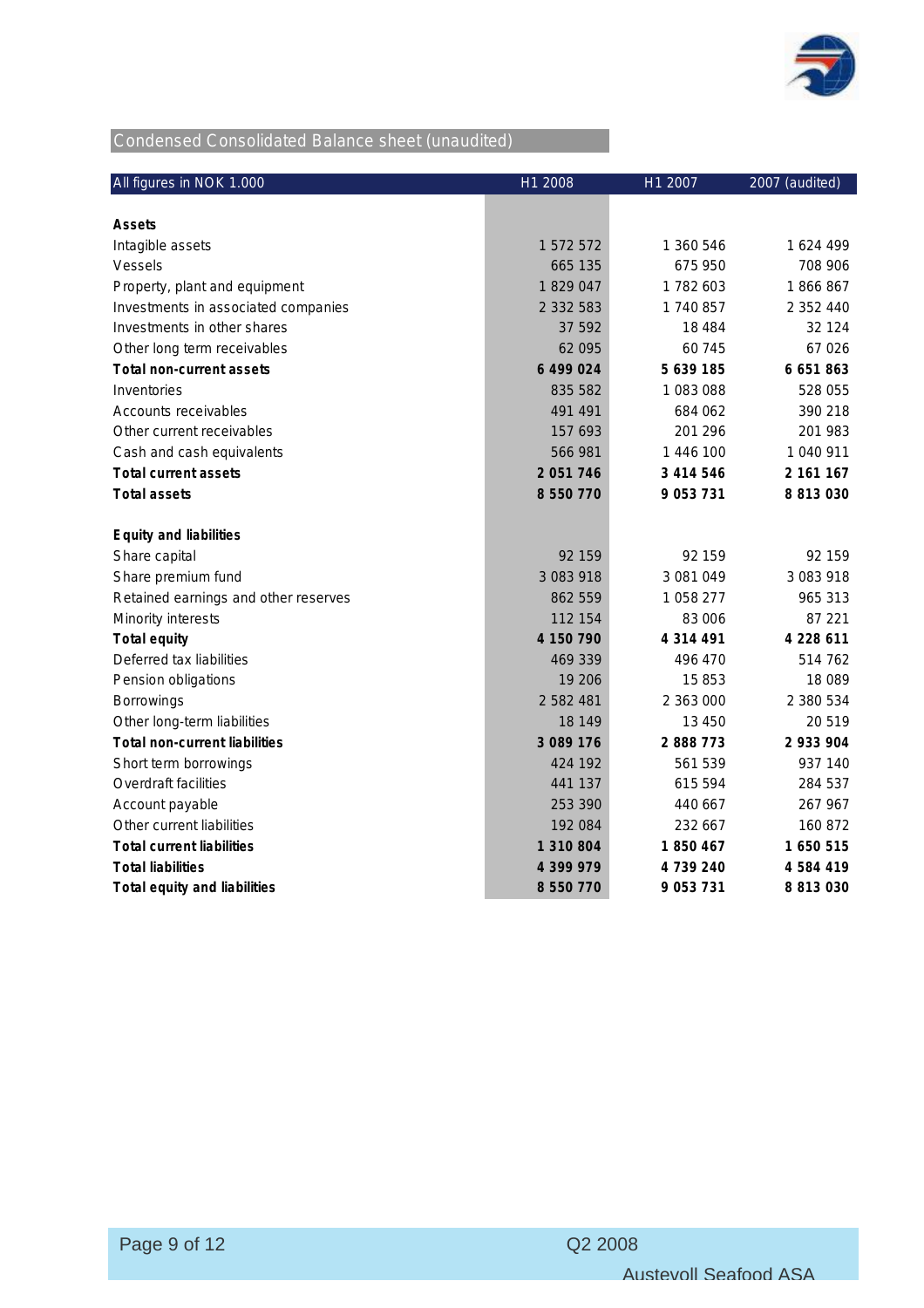## Condensed Consolidated Balance sheet (unaudited)

| All figures in NOK 1.000 | H1 2008 | H1 2007 | 2007 (audited) |
|---|---|---|---|
| **Assets** | | | |
| Intagible assets | 1 572 572 | 1 360 546 | 1 624 499 |
| Vessels | 665 135 | 675 950 | 708 906 |
| Property, plant and equipment | 1 829 047 | 1 782 603 | 1 866 867 |
| Investments in associated companies | 2 332 583 | 1 740 857 | 2 352 440 |
| Investments in other shares | 37 592 | 18 484 | 32 124 |
| Other long term receivables | 62 095 | 60 745 | 67 026 |
| **Total non-current assets** | **6 499 024** | **5 639 185** | **6 651 863** |
| Inventories | 835 582 | 1 083 088 | 528 055 |
| Accounts receivables | 491 491 | 684 062 | 390 218 |
| Other current receivables | 157 693 | 201 296 | 201 983 |
| Cash and cash equivalents | 566 981 | 1 446 100 | 1 040 911 |
| **Total current assets** | **2 051 746** | **3 414 546** | **2 161 167** |
| **Total assets** | **8 550 770** | **9 053 731** | **8 813 030** |
| | | | |
| **Equity and liabilities** | | | |
| Share capital | 92 159 | 92 159 | 92 159 |
| Share premium fund | 3 083 918 | 3 081 049 | 3 083 918 |
| Retained earnings and other reserves | 862 559 | 1 058 277 | 965 313 |
| Minority interests | 112 154 | 83 006 | 87 221 |
| **Total equity** | **4 150 790** | **4 314 491** | **4 228 611** |
| Deferred tax liabilities | 469 339 | 496 470 | 514 762 |
| Pension obligations | 19 206 | 15 853 | 18 089 |
| Borrowings | 2 582 481 | 2 363 000 | 2 380 534 |
| Other long-term liabilities | 18 149 | 13 450 | 20 519 |
| **Total non-current liabilities** | **3 089 176** | **2 888 773** | **2 933 904** |
| Short term borrowings | 424 192 | 561 539 | 937 140 |
| Overdraft facilities | 441 137 | 615 594 | 284 537 |
| Account payable | 253 390 | 440 667 | 267 967 |
| Other current liabilities | 192 084 | 232 667 | 160 872 |
| **Total current liabilities** | **1 310 804** | **1 850 467** | **1 650 515** |
| **Total liabilities** | **4 399 979** | **4 739 240** | **4 584 419** |
| **Total equity and liabilities** | **8 550 770** | **9 053 731** | **8 813 030** |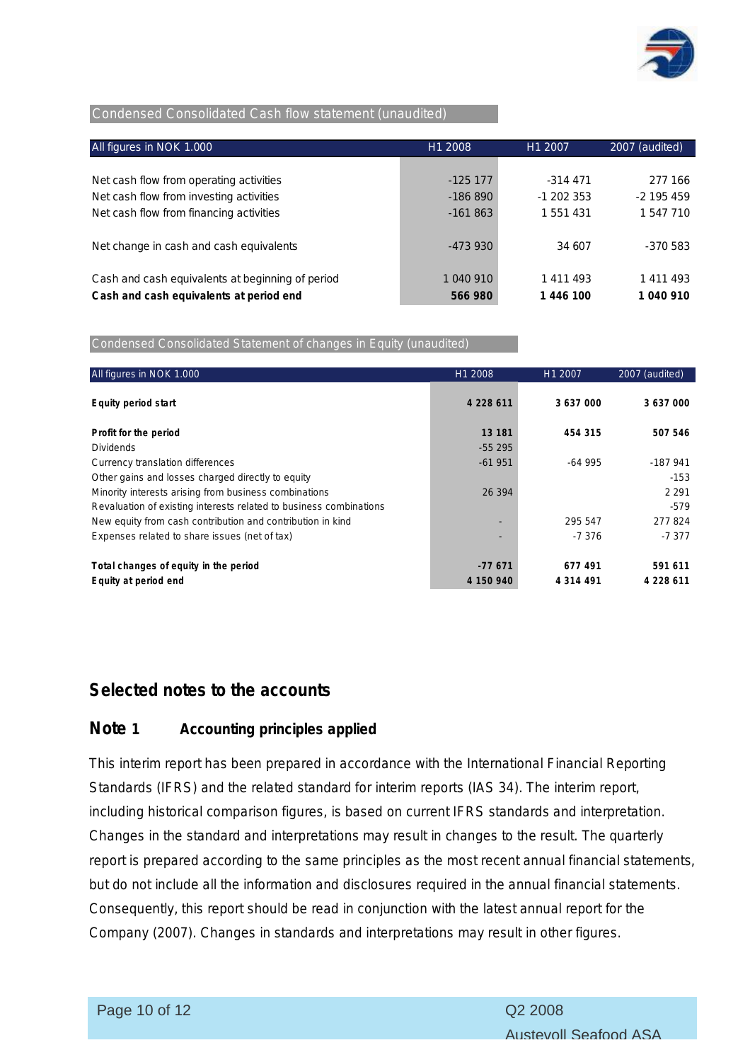## Condensed Consolidated Cash flow statement (unaudited)

| All figures in NOK 1.000 | H1 2008 | H1 2007 | 2007 (audited) |
|---|---|---|---|
| Net cash flow from operating activities | -125 177 | -314 471 | 277 166 |
| Net cash flow from investing activities | -186 890 | -1 202 353 | -2 195 459 |
| Net cash flow from financing activities | -161 863 | 1 551 431 | 1 547 710 |
| Net change in cash and cash equivalents | -473 930 | 34 607 | -370 583 |
| Cash and cash equivalents at beginning of period | 1 040 910 | 1 411 493 | 1 411 493 |
| **Cash and cash equivalents at period end** | **566 980** | **1 446 100** | **1 040 910** |

## Condensed Consolidated Statement of changes in Equity (unaudited)

| All figures in NOK 1.000 | H1 2008 | H1 2007 | 2007 (audited) |
|---|---|---|---|
| **Equity period start** | **4 228 611** | **3 637 000** | **3 637 000** |
| **Profit for the period** | **13 181** | **454 315** | **507 546** |
| Dividends | -55 295 | | |
| Currency translation differences | -61 951 | -64 995 | -187 941 |
| Other gains and losses charged directly to equity | | | -153 |
| Minority interests arising from business combinations | 26 394 | | 2 291 |
| Revaluation of existing interests related to business combinations | | | -579 |
| New equity from cash contribution and contribution in kind | - | 295 547 | 277 824 |
| Expenses related to share issues (net of tax) | - | -7 376 | -7 377 |
| **Total changes of equity in the period** | **-77 671** | **677 491** | **591 611** |
| **Equity at period end** | **4 150 940** | **4 314 491** | **4 228 611** |

# Selected notes to the accounts

## Note 1 Accounting principles applied

This interim report has been prepared in accordance with the International Financial Reporting Standards (IFRS) and the related standard for interim reports (IAS 34). The interim report, including historical comparison figures, is based on current IFRS standards and interpretation. Changes in the standard and interpretations may result in changes to the result. The quarterly report is prepared according to the same principles as the most recent annual financial statements, but do not include all the information and disclosures required in the annual financial statements. Consequently, this report should be read in conjunction with the latest annual report for the Company (2007). Changes in standards and interpretations may result in other figures.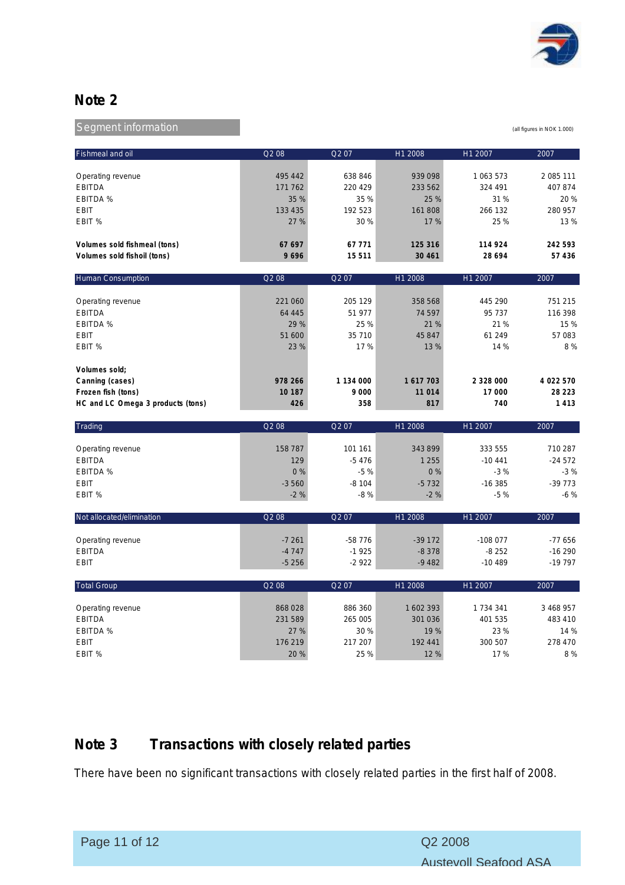## Note 2

### Segment information

(all figures in NOK 1.000)

| Fishmeal and oil | Q2 08 | Q2 07 | H1 2008 | H1 2007 | 2007 |
|---|---|---|---|---|---|
| Operating revenue | 495 442 | 638 846 | 939 098 | 1 063 573 | 2 085 111 |
| EBITDA | 171 762 | 220 429 | 233 562 | 324 491 | 407 874 |
| EBITDA % | 35 % | 35 % | 25 % | 31 % | 20 % |
| EBIT | 133 435 | 192 523 | 161 808 | 266 132 | 280 957 |
| EBIT % | 27 % | 30 % | 17 % | 25 % | 13 % |
| **Volumes sold fishmeal (tons)** | **67 697** | **67 771** | **125 316** | **114 924** | **242 593** |
| **Volumes sold fishoil (tons)** | **9 696** | **15 511** | **30 461** | **28 694** | **57 436** |

| Human Consumption | Q2 08 | Q2 07 | H1 2008 | H1 2007 | 2007 |
|---|---|---|---|---|---|
| Operating revenue | 221 060 | 205 129 | 358 568 | 445 290 | 751 215 |
| EBITDA | 64 445 | 51 977 | 74 597 | 95 737 | 116 398 |
| EBITDA % | 29 % | 25 % | 21 % | 21 % | 15 % |
| EBIT | 51 600 | 35 710 | 45 847 | 61 249 | 57 083 |
| EBIT % | 23 % | 17 % | 13 % | 14 % | 8 % |
| **Volumes sold;** | | | | | |
| **Canning (cases)** | **978 266** | **1 134 000** | **1 617 703** | **2 328 000** | **4 022 570** |
| **Frozen fish (tons)** | **10 187** | **9 000** | **11 014** | **17 000** | **28 223** |
| **HC and LC Omega 3 products (tons)** | **426** | **358** | **817** | **740** | **1 413** |

| Trading | Q2 08 | Q2 07 | H1 2008 | H1 2007 | 2007 |
|---|---|---|---|---|---|
| Operating revenue | 158 787 | 101 161 | 343 899 | 333 555 | 710 287 |
| EBITDA | 129 | -5 476 | 1 255 | -10 441 | -24 572 |
| EBITDA % | 0 % | -5 % | 0 % | -3 % | -3 % |
| EBIT | -3 560 | -8 104 | -5 732 | -16 385 | -39 773 |
| EBIT % | -2 % | -8 % | -2 % | -5 % | -6 % |

| Not allocated/elimination | Q2 08 | Q2 07 | H1 2008 | H1 2007 | 2007 |
|---|---|---|---|---|---|
| Operating revenue | -7 261 | -58 776 | -39 172 | -108 077 | -77 656 |
| EBITDA | -4 747 | -1 925 | -8 378 | -8 252 | -16 290 |
| EBIT | -5 256 | -2 922 | -9 482 | -10 489 | -19 797 |

| Total Group | Q2 08 | Q2 07 | H1 2008 | H1 2007 | 2007 |
|---|---|---|---|---|---|
| Operating revenue | 868 028 | 886 360 | 1 602 393 | 1 734 341 | 3 468 957 |
| EBITDA | 231 589 | 265 005 | 301 036 | 401 535 | 483 410 |
| EBITDA % | 27 % | 30 % | 19 % | 23 % | 14 % |
| EBIT | 176 219 | 217 207 | 192 441 | 300 507 | 278 470 |
| EBIT % | 20 % | 25 % | 12 % | 17 % | 8 % |

## Note 3 Transactions with closely related parties

There have been no significant transactions with closely related parties in the first half of 2008.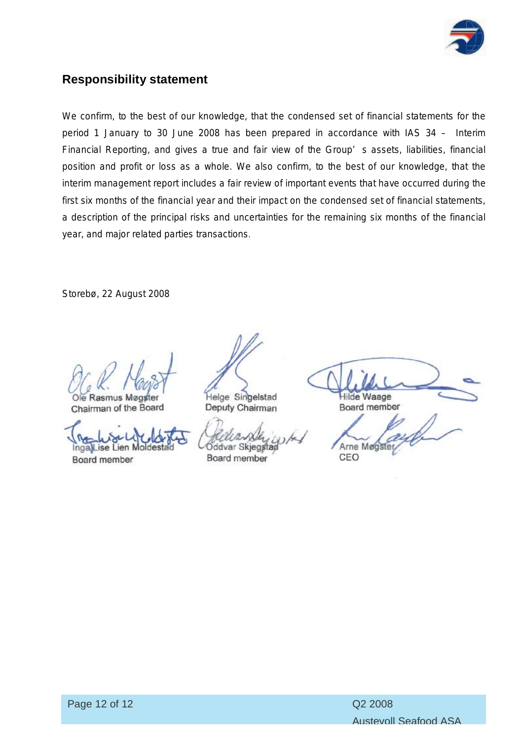## Responsibility statement

We confirm, to the best of our knowledge, that the condensed set of financial statements for the period 1 January to 30 June 2008 has been prepared in accordance with IAS 34 – Interim Financial Reporting, and gives a true and fair view of the Group's assets, liabilities, financial position and profit or loss as a whole. We also confirm, to the best of our knowledge, that the interim management report includes a fair review of important events that have occurred during the first six months of the financial year and their impact on the condensed set of financial statements, a description of the principal risks and uncertainties for the remaining six months of the financial year, and major related parties transactions.

Storebø, 22 August 2008

Ole Rasmus Møgster
Chairman of the Board

Helge Singelstad
Deputy Chairman

Hilde Waage
Board member

Inga Lise Lien Moldestad
Board member

Oddvar Skjegstad
Board member

Arne Møgster
CEO